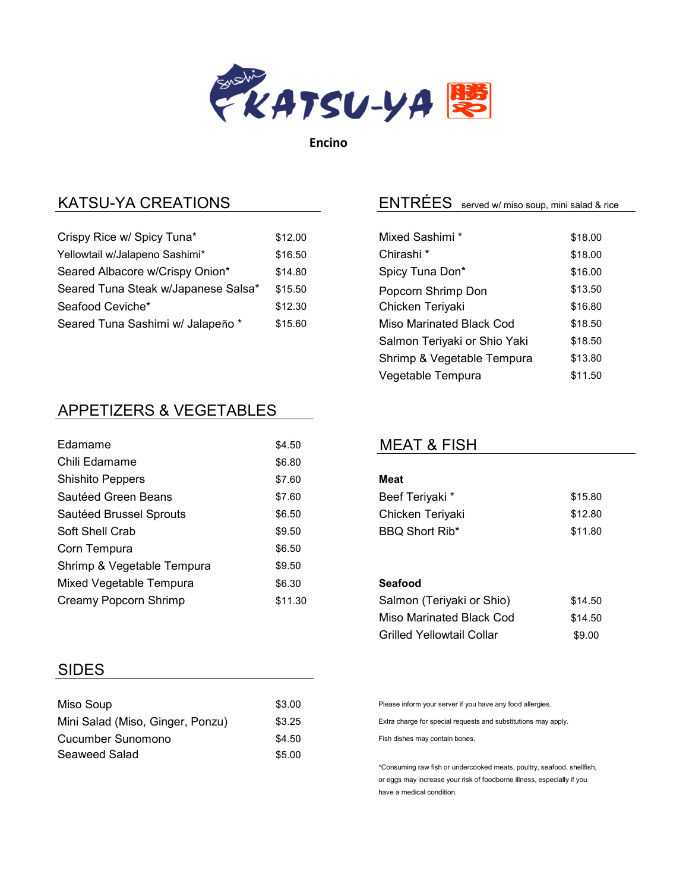# KATSU-YA

**Encino**

## KATSU-YA CREATIONS

| Item | Price |
|---|---|
| Crispy Rice w/ Spicy Tuna* | $12.00 |
| Yellowtail w/Jalapeno Sashimi* | $16.50 |
| Seared Albacore w/Crispy Onion* | $14.80 |
| Seared Tuna Steak w/Japanese Salsa* | $15.50 |
| Seafood Ceviche* | $12.30 |
| Seared Tuna Sashimi w/ Jalapeño * | $15.60 |

## ENTRÉES served w/ miso soup, mini salad & rice

| Item | Price |
|---|---|
| Mixed Sashimi * | $18.00 |
| Chirashi * | $18.00 |
| Spicy Tuna Don* | $16.00 |
| Popcorn Shrimp Don | $13.50 |
| Chicken Teriyaki | $16.80 |
| Miso Marinated Black Cod | $18.50 |
| Salmon Teriyaki or Shio Yaki | $18.50 |
| Shrimp & Vegetable Tempura | $13.80 |
| Vegetable Tempura | $11.50 |

## APPETIZERS & VEGETABLES

| Item | Price |
|---|---|
| Edamame | $4.50 |
| Chili Edamame | $6.80 |
| Shishito Peppers | $7.60 |
| Sautéed Green Beans | $7.60 |
| Sautéed Brussel Sprouts | $6.50 |
| Soft Shell Crab | $9.50 |
| Corn Tempura | $6.50 |
| Shrimp & Vegetable Tempura | $9.50 |
| Mixed Vegetable Tempura | $6.30 |
| Creamy Popcorn Shrimp | $11.30 |

## MEAT & FISH

**Meat**

| Item | Price |
|---|---|
| Beef Teriyaki * | $15.80 |
| Chicken Teriyaki | $12.80 |
| BBQ Short Rib* | $11.80 |

**Seafood**

| Item | Price |
|---|---|
| Salmon (Teriyaki or Shio) | $14.50 |
| Miso Marinated Black Cod | $14.50 |
| Grilled Yellowtail Collar | $9.00 |

## SIDES

| Item | Price |
|---|---|
| Miso Soup | $3.00 |
| Mini Salad (Miso, Ginger, Ponzu) | $3.25 |
| Cucumber Sunomono | $4.50 |
| Seaweed Salad | $5.00 |

Please inform your server if you have any food allergies.

Extra charge for special requests and substitutions may apply.

Fish dishes may contain bones.

*Consuming raw fish or undercooked meats, poultry, seafood, shellfish, or eggs may increase your risk of foodborne illness, especially if you have a medical condition.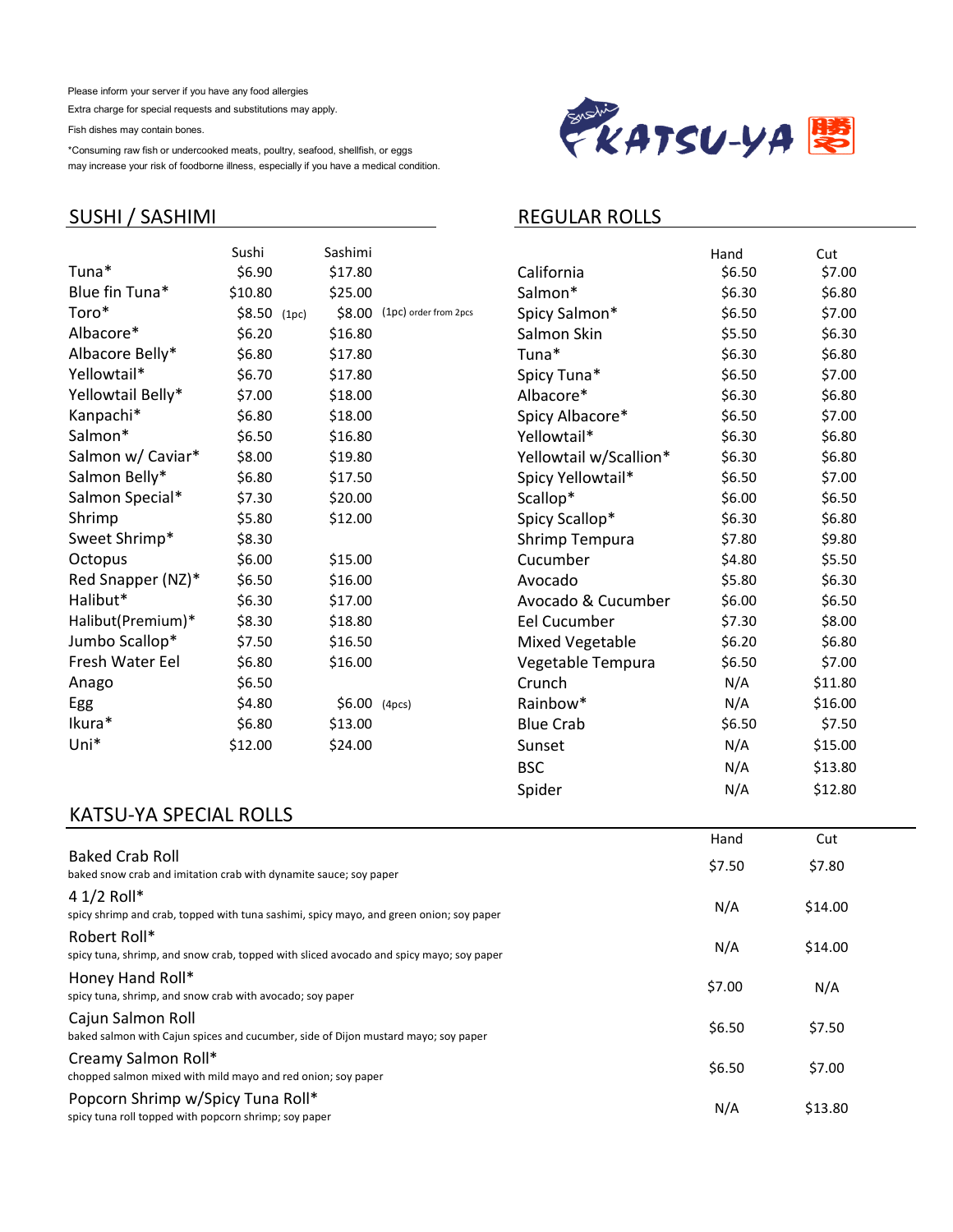Please inform your server if you have any food allergies

Extra charge for special requests and substitutions may apply.

Fish dishes may contain bones.

*Consuming raw fish or undercooked meats, poultry, seafood, shellfish, or eggs may increase your risk of foodborne illness, especially if you have a medical condition.

KATSU-YA 勝

## SUSHI / SASHIMI

| | Sushi | Sashimi |
|---|---|---|
| Tuna* | $6.90 | $17.80 |
| Blue fin Tuna* | $10.80 | $25.00 |
| Toro* | $8.50 (1pc) | $8.00 (1pc) order from 2pcs |
| Albacore* | $6.20 | $16.80 |
| Albacore Belly* | $6.80 | $17.80 |
| Yellowtail* | $6.70 | $17.80 |
| Yellowtail Belly* | $7.00 | $18.00 |
| Kanpachi* | $6.80 | $18.00 |
| Salmon* | $6.50 | $16.80 |
| Salmon w/ Caviar* | $8.00 | $19.80 |
| Salmon Belly* | $6.80 | $17.50 |
| Salmon Special* | $7.30 | $20.00 |
| Shrimp | $5.80 | $12.00 |
| Sweet Shrimp* | $8.30 | |
| Octopus | $6.00 | $15.00 |
| Red Snapper (NZ)* | $6.50 | $16.00 |
| Halibut* | $6.30 | $17.00 |
| Halibut(Premium)* | $8.30 | $18.80 |
| Jumbo Scallop* | $7.50 | $16.50 |
| Fresh Water Eel | $6.80 | $16.00 |
| Anago | $6.50 | |
| Egg | $4.80 | $6.00 (4pcs) |
| Ikura* | $6.80 | $13.00 |
| Uni* | $12.00 | $24.00 |

## REGULAR ROLLS

| | Hand | Cut |
|---|---|---|
| California | $6.50 | $7.00 |
| Salmon* | $6.30 | $6.80 |
| Spicy Salmon* | $6.50 | $7.00 |
| Salmon Skin | $5.50 | $6.30 |
| Tuna* | $6.30 | $6.80 |
| Spicy Tuna* | $6.50 | $7.00 |
| Albacore* | $6.30 | $6.80 |
| Spicy Albacore* | $6.50 | $7.00 |
| Yellowtail* | $6.30 | $6.80 |
| Yellowtail w/Scallion* | $6.30 | $6.80 |
| Spicy Yellowtail* | $6.50 | $7.00 |
| Scallop* | $6.00 | $6.50 |
| Spicy Scallop* | $6.30 | $6.80 |
| Shrimp Tempura | $7.80 | $9.80 |
| Cucumber | $4.80 | $5.50 |
| Avocado | $5.80 | $6.30 |
| Avocado & Cucumber | $6.00 | $6.50 |
| Eel Cucumber | $7.30 | $8.00 |
| Mixed Vegetable | $6.20 | $6.80 |
| Vegetable Tempura | $6.50 | $7.00 |
| Crunch | N/A | $11.80 |
| Rainbow* | N/A | $16.00 |
| Blue Crab | $6.50 | $7.50 |
| Sunset | N/A | $15.00 |
| BSC | N/A | $13.80 |
| Spider | N/A | $12.80 |

## KATSU-YA SPECIAL ROLLS

| | Hand | Cut |
|---|---|---|
| Baked Crab Roll<br>baked snow crab and imitation crab with dynamite sauce; soy paper | $7.50 | $7.80 |
| 4 1/2 Roll*<br>spicy shrimp and crab, topped with tuna sashimi, spicy mayo, and green onion; soy paper | N/A | $14.00 |
| Robert Roll*<br>spicy tuna, shrimp, and snow crab, topped with sliced avocado and spicy mayo; soy paper | N/A | $14.00 |
| Honey Hand Roll*<br>spicy tuna, shrimp, and snow crab with avocado; soy paper | $7.00 | N/A |
| Cajun Salmon Roll<br>baked salmon with Cajun spices and cucumber, side of Dijon mustard mayo; soy paper | $6.50 | $7.50 |
| Creamy Salmon Roll*<br>chopped salmon mixed with mild mayo and red onion; soy paper | $6.50 | $7.00 |
| Popcorn Shrimp w/Spicy Tuna Roll*<br>spicy tuna roll topped with popcorn shrimp; soy paper | N/A | $13.80 |